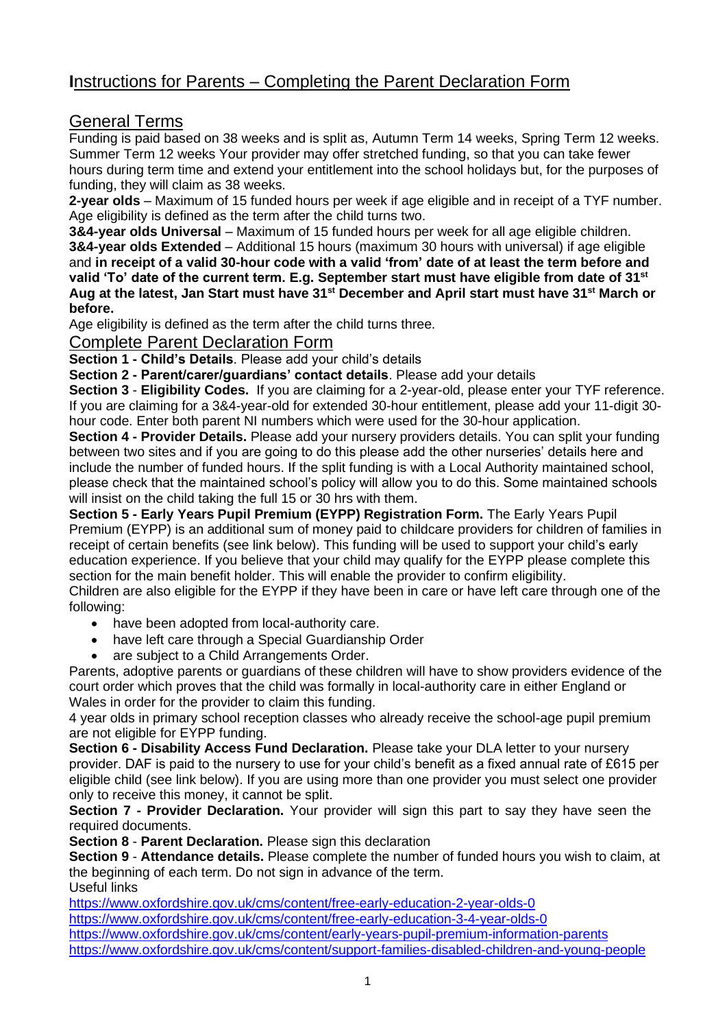# Instructions for Parents – Completing the Parent Declaration Form

## General Terms

Funding is paid based on 38 weeks and is split as, Autumn Term 14 weeks, Spring Term 12 weeks. Summer Term 12 weeks Your provider may offer stretched funding, so that you can take fewer hours during term time and extend your entitlement into the school holidays but, for the purposes of funding, they will claim as 38 weeks.

**2-year olds** – Maximum of 15 funded hours per week if age eligible and in receipt of a TYF number. Age eligibility is defined as the term after the child turns two.

**3&4-year olds Universal** – Maximum of 15 funded hours per week for all age eligible children.

**3&4-year olds Extended** – Additional 15 hours (maximum 30 hours with universal) if age eligible and **in receipt of a valid 30-hour code with a valid 'from' date of at least the term before and valid 'To' date of the current term. E.g. September start must have eligible from date of 31st Aug at the latest, Jan Start must have 31st December and April start must have 31st March or before.**

Age eligibility is defined as the term after the child turns three.

## Complete Parent Declaration Form

**Section 1 - Child's Details**. Please add your child's details

**Section 2 - Parent/carer/guardians' contact details**. Please add your details

**Section 3** - **Eligibility Codes.** If you are claiming for a 2-year-old, please enter your TYF reference. If you are claiming for a 3&4-year-old for extended 30-hour entitlement, please add your 11-digit 30-hour code. Enter both parent NI numbers which were used for the 30-hour application.

**Section 4 - Provider Details.** Please add your nursery providers details. You can split your funding between two sites and if you are going to do this please add the other nurseries' details here and include the number of funded hours. If the split funding is with a Local Authority maintained school, please check that the maintained school's policy will allow you to do this. Some maintained schools will insist on the child taking the full 15 or 30 hrs with them.

**Section 5 - Early Years Pupil Premium (EYPP) Registration Form.** The Early Years Pupil Premium (EYPP) is an additional sum of money paid to childcare providers for children of families in receipt of certain benefits (see link below). This funding will be used to support your child's early education experience. If you believe that your child may qualify for the EYPP please complete this section for the main benefit holder. This will enable the provider to confirm eligibility.

Children are also eligible for the EYPP if they have been in care or have left care through one of the following:

- have been adopted from local-authority care.
- have left care through a Special Guardianship Order
- are subject to a Child Arrangements Order.

Parents, adoptive parents or guardians of these children will have to show providers evidence of the court order which proves that the child was formally in local-authority care in either England or Wales in order for the provider to claim this funding.

4 year olds in primary school reception classes who already receive the school-age pupil premium are not eligible for EYPP funding.

**Section 6 - Disability Access Fund Declaration.** Please take your DLA letter to your nursery provider. DAF is paid to the nursery to use for your child's benefit as a fixed annual rate of £615 per eligible child (see link below). If you are using more than one provider you must select one provider only to receive this money, it cannot be split.

**Section 7 - Provider Declaration.** Your provider will sign this part to say they have seen the required documents.

**Section 8** - **Parent Declaration.** Please sign this declaration

**Section 9** - **Attendance details.** Please complete the number of funded hours you wish to claim, at the beginning of each term. Do not sign in advance of the term.

Useful links

https://www.oxfordshire.gov.uk/cms/content/free-early-education-2-year-olds-0

https://www.oxfordshire.gov.uk/cms/content/free-early-education-3-4-year-olds-0

https://www.oxfordshire.gov.uk/cms/content/early-years-pupil-premium-information-parents

https://www.oxfordshire.gov.uk/cms/content/support-families-disabled-children-and-young-people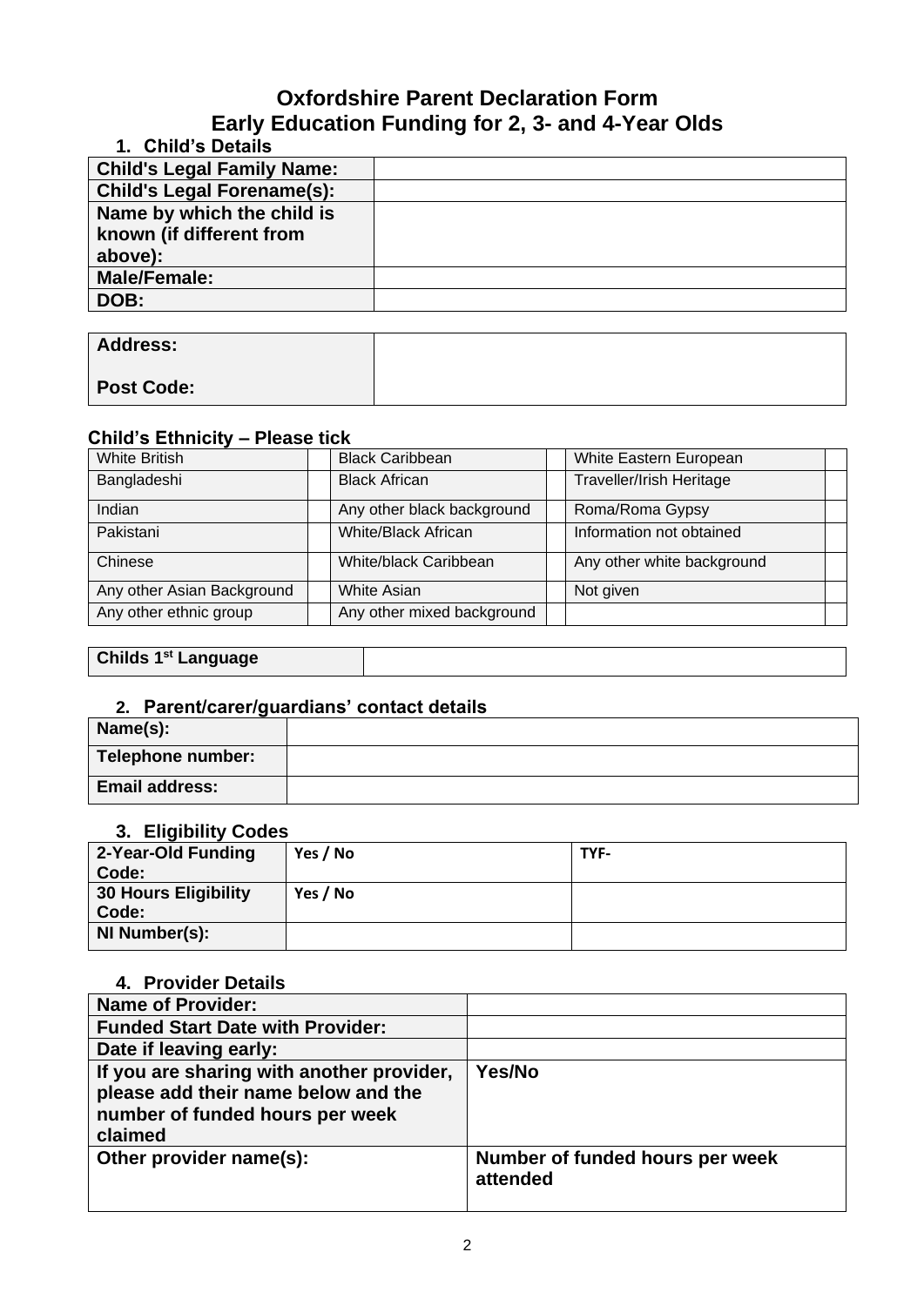# Oxfordshire Parent Declaration Form
# Early Education Funding for 2, 3- and 4-Year Olds

## 1. Child's Details

| | |
|---|---|
| **Child's Legal Family Name:** | |
| **Child's Legal Forename(s):** | |
| **Name by which the child is known (if different from above):** | |
| **Male/Female:** | |
| **DOB:** | |

| | |
|---|---|
| **Address:**<br><br>**Post Code:** | |

### Child's Ethnicity – Please tick

| | | | | | |
|---|---|---|---|---|---|
| White British | | Black Caribbean | | White Eastern European | |
| Bangladeshi | | Black African | | Traveller/Irish Heritage | |
| Indian | | Any other black background | | Roma/Roma Gypsy | |
| Pakistani | | White/Black African | | Information not obtained | |
| Chinese | | White/black Caribbean | | Any other white background | |
| Any other Asian Background | | White Asian | | Not given | |
| Any other ethnic group | | Any other mixed background | | | |

| | |
|---|---|
| **Childs 1st Language** | |

## 2. Parent/carer/guardians' contact details

| | |
|---|---|
| **Name(s):** | |
| **Telephone number:** | |
| **Email address:** | |

## 3. Eligibility Codes

| | | |
|---|---|---|
| **2-Year-Old Funding Code:** | **Yes / No** | **TYF-** |
| **30 Hours Eligibility Code:** | **Yes / No** | |
| **NI Number(s):** | | |

## 4. Provider Details

| | |
|---|---|
| **Name of Provider:** | |
| **Funded Start Date with Provider:** | |
| **Date if leaving early:** | |
| **If you are sharing with another provider, please add their name below and the number of funded hours per week claimed** | **Yes/No** |
| **Other provider name(s):** | **Number of funded hours per week attended** |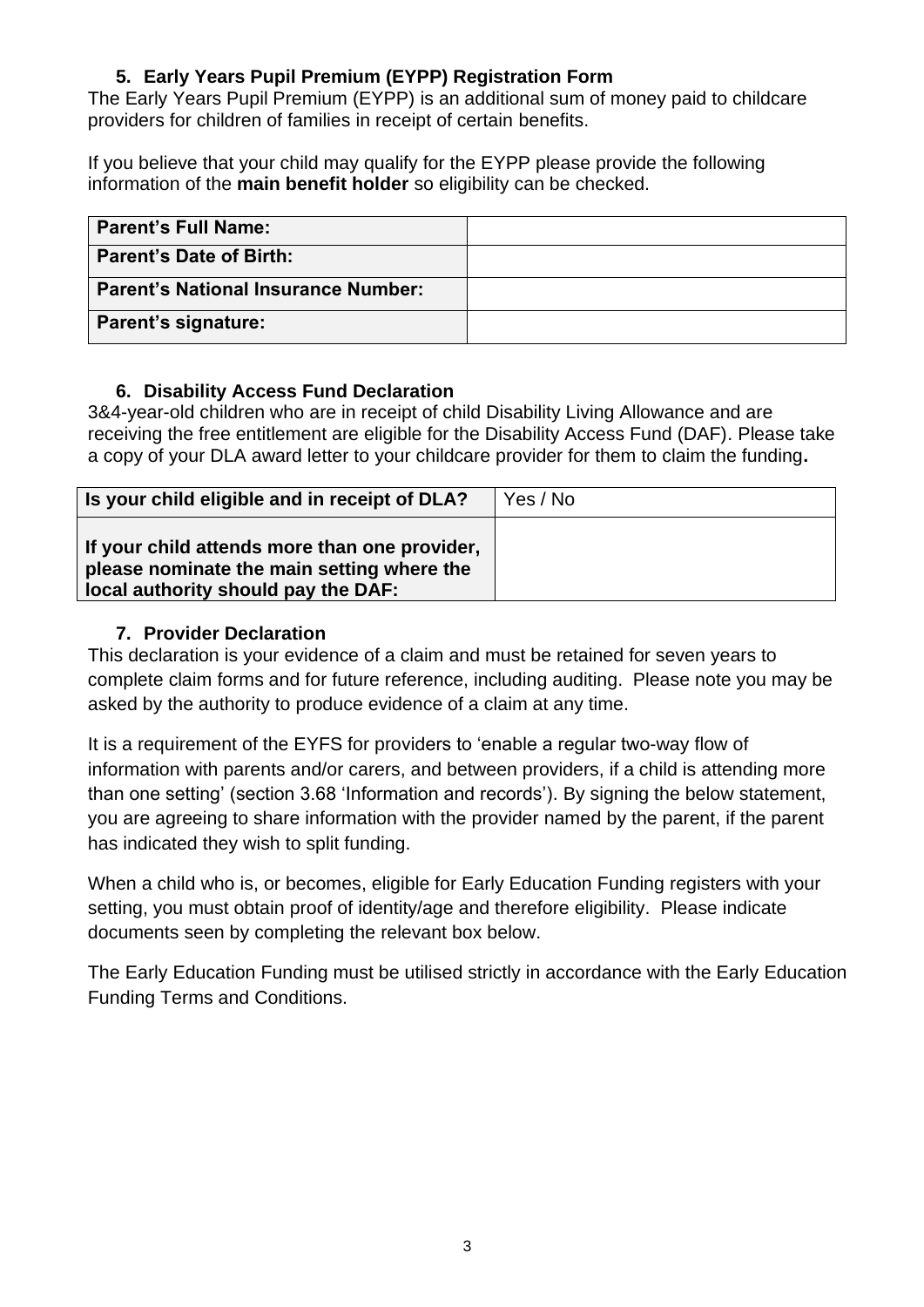## 5. Early Years Pupil Premium (EYPP) Registration Form

The Early Years Pupil Premium (EYPP) is an additional sum of money paid to childcare providers for children of families in receipt of certain benefits.

If you believe that your child may qualify for the EYPP please provide the following information of the **main benefit holder** so eligibility can be checked.

| **Parent's Full Name:** | |
|---|---|
| **Parent's Date of Birth:** | |
| **Parent's National Insurance Number:** | |
| **Parent's signature:** | |

## 6. Disability Access Fund Declaration

3&4-year-old children who are in receipt of child Disability Living Allowance and are receiving the free entitlement are eligible for the Disability Access Fund (DAF). Please take a copy of your DLA award letter to your childcare provider for them to claim the funding**.**

| **Is your child eligible and in receipt of DLA?** | Yes / No |
|---|---|
| **If your child attends more than one provider, please nominate the main setting where the local authority should pay the DAF:** | |

## 7. Provider Declaration

This declaration is your evidence of a claim and must be retained for seven years to complete claim forms and for future reference, including auditing. Please note you may be asked by the authority to produce evidence of a claim at any time.

It is a requirement of the EYFS for providers to 'enable a regular two-way flow of information with parents and/or carers, and between providers, if a child is attending more than one setting' (section 3.68 'Information and records'). By signing the below statement, you are agreeing to share information with the provider named by the parent, if the parent has indicated they wish to split funding.

When a child who is, or becomes, eligible for Early Education Funding registers with your setting, you must obtain proof of identity/age and therefore eligibility. Please indicate documents seen by completing the relevant box below.

The Early Education Funding must be utilised strictly in accordance with the Early Education Funding Terms and Conditions.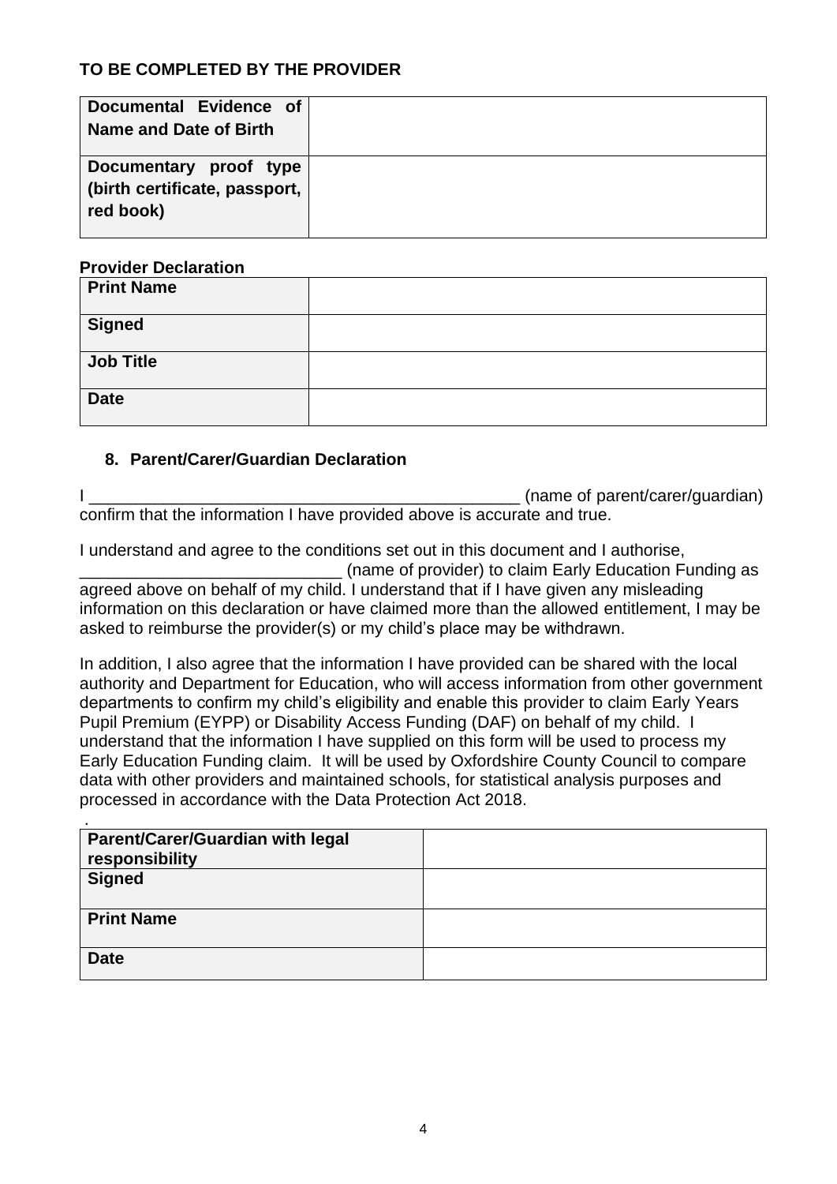**TO BE COMPLETED BY THE PROVIDER**

| Documental Evidence of Name and Date of Birth | |
|---|---|
| Documentary proof type (birth certificate, passport, red book) | |

**Provider Declaration**

| Print Name | |
|---|---|
| Signed | |
| Job Title | |
| Date | |

## 8. Parent/Carer/Guardian Declaration

I _______________________________________________ (name of parent/carer/guardian) confirm that the information I have provided above is accurate and true.

I understand and agree to the conditions set out in this document and I authorise, ____________________________ (name of provider) to claim Early Education Funding as agreed above on behalf of my child. I understand that if I have given any misleading information on this declaration or have claimed more than the allowed entitlement, I may be asked to reimburse the provider(s) or my child's place may be withdrawn.

In addition, I also agree that the information I have provided can be shared with the local authority and Department for Education, who will access information from other government departments to confirm my child's eligibility and enable this provider to claim Early Years Pupil Premium (EYPP) or Disability Access Funding (DAF) on behalf of my child. I understand that the information I have supplied on this form will be used to process my Early Education Funding claim. It will be used by Oxfordshire County Council to compare data with other providers and maintained schools, for statistical analysis purposes and processed in accordance with the Data Protection Act 2018.

| Parent/Carer/Guardian with legal responsibility | |
|---|---|
| Signed | |
| Print Name | |
| Date | |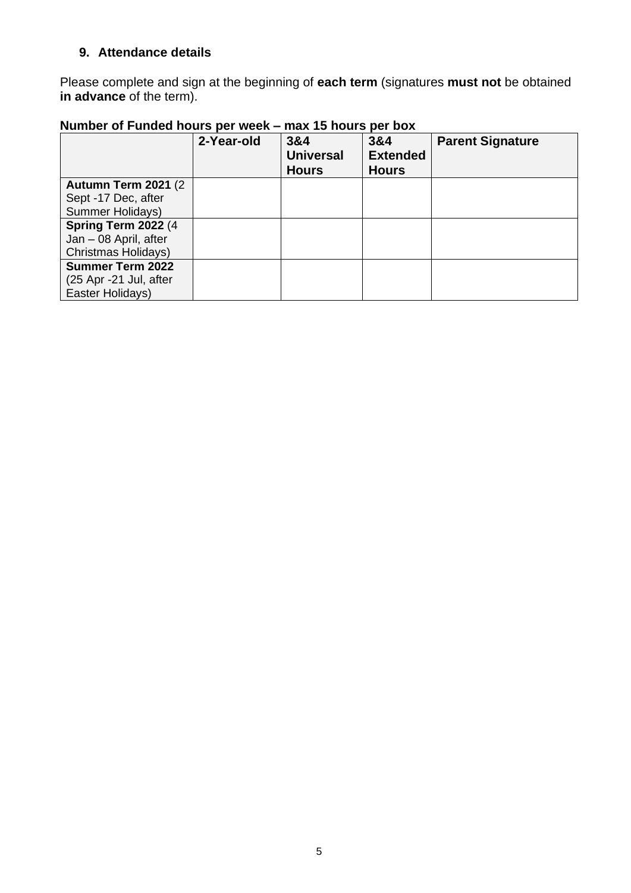### 9. Attendance details

Please complete and sign at the beginning of **each term** (signatures **must not** be obtained **in advance** of the term).

**Number of Funded hours per week – max 15 hours per box**

| | 2-Year-old | 3&4 Universal Hours | 3&4 Extended Hours | Parent Signature |
|---|---|---|---|---|
| **Autumn Term 2021** (2 Sept -17 Dec, after Summer Holidays) | | | | |
| **Spring Term 2022** (4 Jan – 08 April, after Christmas Holidays) | | | | |
| **Summer Term 2022** (25 Apr -21 Jul, after Easter Holidays) | | | | |